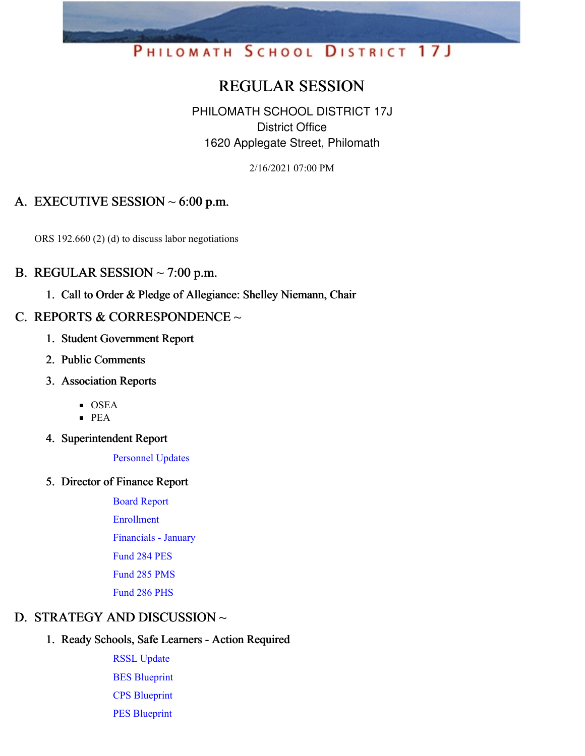PHILOMATH SCHOOL DISTRICT 17J

# REGULAR SESSION

PHILOMATH SCHOOL DISTRICT 17J
District Office
1620 Applegate Street, Philomath

2/16/2021 07:00 PM

## A. EXECUTIVE SESSION ~ 6:00 p.m.

ORS 192.660 (2) (d) to discuss labor negotiations

## B. REGULAR SESSION ~ 7:00 p.m.

1. **Call to Order & Pledge of Allegiance: Shelley Niemann, Chair**

## C. REPORTS & CORRESPONDENCE ~

1. **Student Government Report**
2. **Public Comments**
3. **Association Reports**
   - OSEA
   - PEA
4. **Superintendent Report**

   Personnel Updates

5. **Director of Finance Report**

   Board Report

   Enrollment

   Financials - January

   Fund 284 PES

   Fund 285 PMS

   Fund 286 PHS

## D. STRATEGY AND DISCUSSION ~

1. **Ready Schools, Safe Learners - Action Required**

   RSSL Update

   BES Blueprint

   CPS Blueprint

   PES Blueprint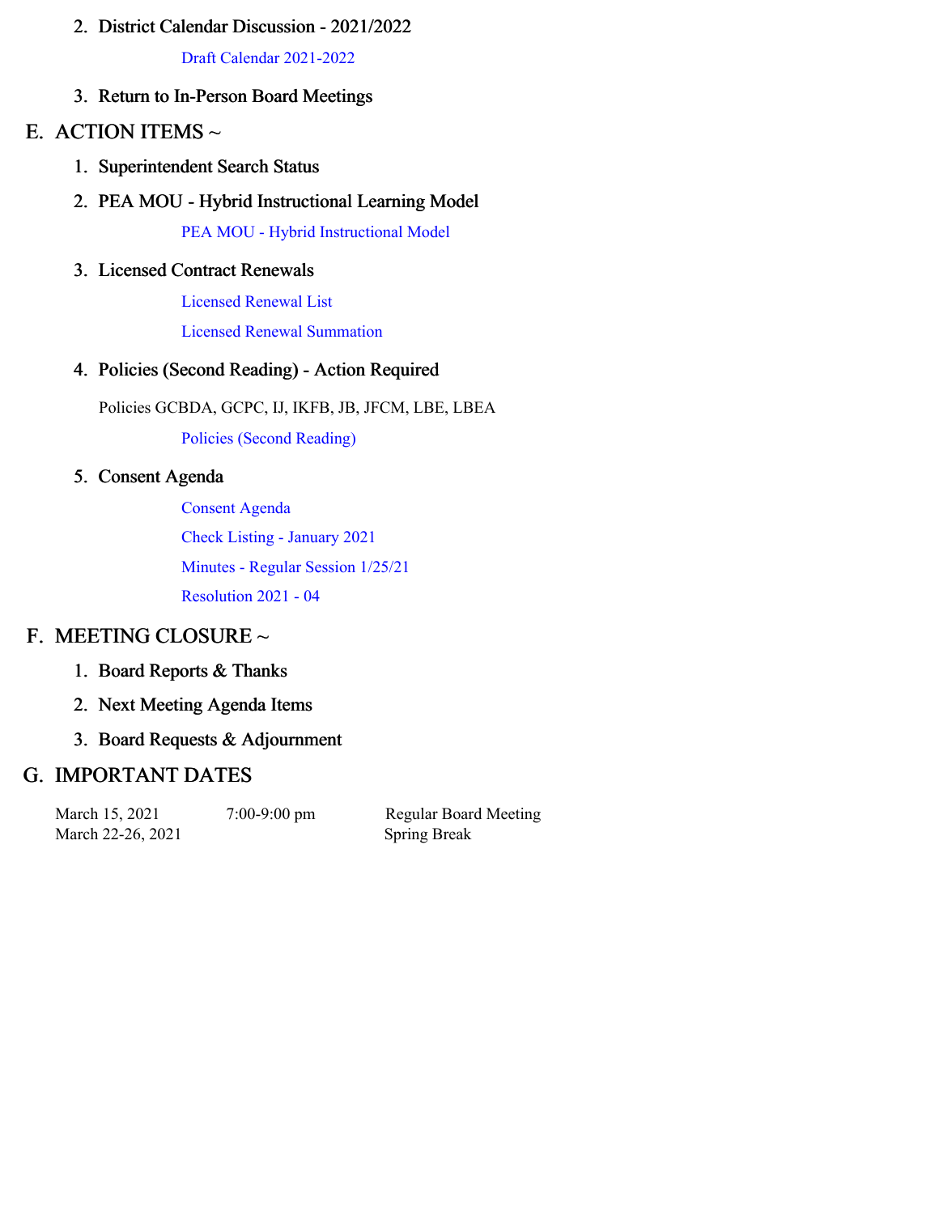2. District Calendar Discussion - 2021/2022

   Draft Calendar 2021-2022

3. Return to In-Person Board Meetings

## E. ACTION ITEMS ~

1. Superintendent Search Status

2. PEA MOU - Hybrid Instructional Learning Model

   PEA MOU - Hybrid Instructional Model

3. Licensed Contract Renewals

   Licensed Renewal List

   Licensed Renewal Summation

4. Policies (Second Reading) - Action Required

   Policies GCBDA, GCPC, IJ, IKFB, JB, JFCM, LBE, LBEA

   Policies (Second Reading)

5. Consent Agenda

   Consent Agenda

   Check Listing - January 2021

   Minutes - Regular Session 1/25/21

   Resolution 2021 - 04

## F. MEETING CLOSURE ~

1. Board Reports & Thanks
2. Next Meeting Agenda Items
3. Board Requests & Adjournment

## G. IMPORTANT DATES

| | | |
|---|---|---|
| March 15, 2021 | 7:00-9:00 pm | Regular Board Meeting |
| March 22-26, 2021 | | Spring Break |